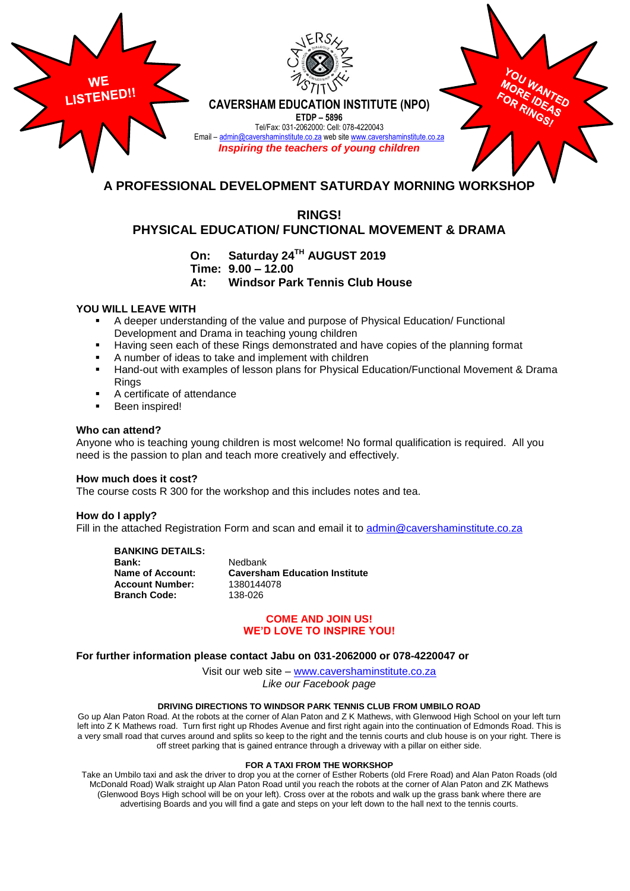WE LISTENED!!

YOU WANTED MORE IDEAS FOR RINGS!

**CAVERSHAM EDUCATION INSTITUTE (NPO)**

**ETDP – 5896**

Tel/Fax: 031-2062000: Cell: 078-4220043

Email – admin@cavershaminstitute.co.za web site www.cavershaminstitute.co.za

***Inspiring the teachers of young children***

# A PROFESSIONAL DEVELOPMENT SATURDAY MORNING WORKSHOP

## RINGS!
## PHYSICAL EDUCATION/ FUNCTIONAL MOVEMENT & DRAMA

**On: Saturday 24TH AUGUST 2019**
**Time: 9.00 – 12.00**
**At: Windsor Park Tennis Club House**

### YOU WILL LEAVE WITH

- A deeper understanding of the value and purpose of Physical Education/ Functional Development and Drama in teaching young children
- Having seen each of these Rings demonstrated and have copies of the planning format
- A number of ideas to take and implement with children
- Hand-out with examples of lesson plans for Physical Education/Functional Movement & Drama Rings
- A certificate of attendance
- Been inspired!

**Who can attend?**

Anyone who is teaching young children is most welcome! No formal qualification is required. All you need is the passion to plan and teach more creatively and effectively.

**How much does it cost?**

The course costs R 300 for the workshop and this includes notes and tea.

**How do I apply?**

Fill in the attached Registration Form and scan and email it to admin@cavershaminstitute.co.za

**BANKING DETAILS:**

| | |
|---|---|
| **Bank:** | Nedbank |
| **Name of Account:** | **Caversham Education Institute** |
| **Account Number:** | 1380144078 |
| **Branch Code:** | 138-026 |

**COME AND JOIN US!**
**WE'D LOVE TO INSPIRE YOU!**

**For further information please contact Jabu on 031-2062000 or 078-4220047 or**

Visit our web site – www.cavershaminstitute.co.za

*Like our Facebook page*

**DRIVING DIRECTIONS TO WINDSOR PARK TENNIS CLUB FROM UMBILO ROAD**

Go up Alan Paton Road. At the robots at the corner of Alan Paton and Z K Mathews, with Glenwood High School on your left turn left into Z K Mathews road. Turn first right up Rhodes Avenue and first right again into the continuation of Edmonds Road. This is a very small road that curves around and splits so keep to the right and the tennis courts and club house is on your right. There is off street parking that is gained entrance through a driveway with a pillar on either side.

**FOR A TAXI FROM THE WORKSHOP**

Take an Umbilo taxi and ask the driver to drop you at the corner of Esther Roberts (old Frere Road) and Alan Paton Roads (old McDonald Road) Walk straight up Alan Paton Road until you reach the robots at the corner of Alan Paton and ZK Mathews (Glenwood Boys High school will be on your left). Cross over at the robots and walk up the grass bank where there are advertising Boards and you will find a gate and steps on your left down to the hall next to the tennis courts.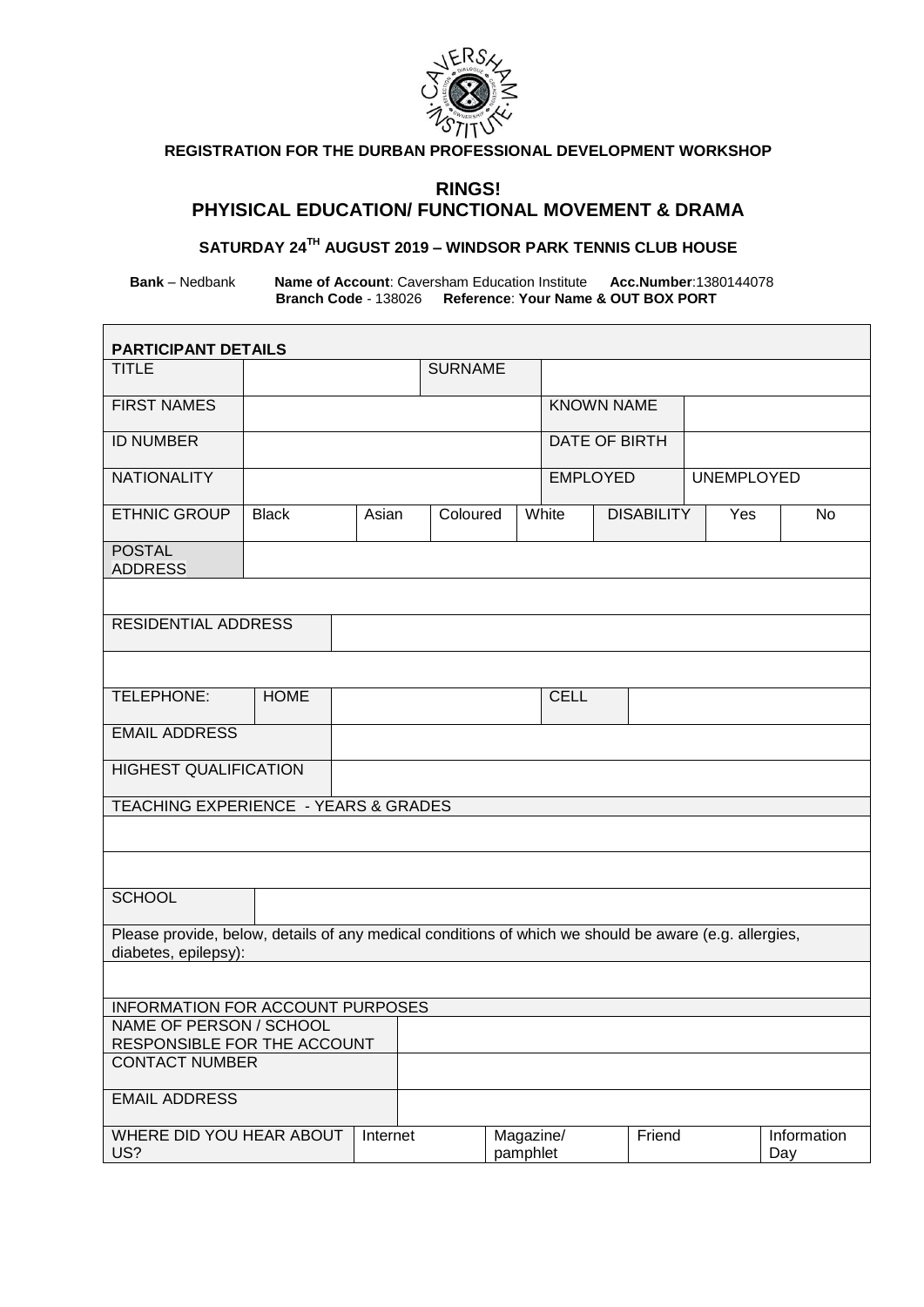**REGISTRATION FOR THE DURBAN PROFESSIONAL DEVELOPMENT WORKSHOP**

## RINGS!
## PHYISICAL EDUCATION/ FUNCTIONAL MOVEMENT & DRAMA

### SATURDAY 24TH AUGUST 2019 – WINDSOR PARK TENNIS CLUB HOUSE

**Bank** – Nedbank **Name of Account**: Caversham Education Institute **Acc.Number**:1380144078
**Branch Code** - 138026 **Reference**: **Your Name & OUT BOX PORT**

| PARTICIPANT DETAILS | | | | | | | | | |
|---|---|---|---|---|---|---|---|---|---|
| TITLE | | | SURNAME | | | | | | |
| FIRST NAMES | | | | | KNOWN NAME | | | | |
| ID NUMBER | | | | | DATE OF BIRTH | | | | |
| NATIONALITY | | | | | EMPLOYED | | UNEMPLOYED | | |
| ETHNIC GROUP | Black | Asian | Coloured | White | | DISABILITY | | Yes | No |
| POSTAL ADDRESS | | | | | | | | | |
| | | | | | | | | | |
| RESIDENTIAL ADDRESS | | | | | | | | | |
| | | | | | | | | | |
| TELEPHONE: | HOME | | | | CELL | | | | |
| EMAIL ADDRESS | | | | | | | | | |
| HIGHEST QUALIFICATION | | | | | | | | | |
| TEACHING EXPERIENCE - YEARS & GRADES | | | | | | | | | |
| | | | | | | | | | |
| | | | | | | | | | |
| SCHOOL | | | | | | | | | |
| Please provide, below, details of any medical conditions of which we should be aware (e.g. allergies, diabetes, epilepsy): | | | | | | | | | |
| | | | | | | | | | |
| INFORMATION FOR ACCOUNT PURPOSES | | | | | | | | | |
| NAME OF PERSON / SCHOOL RESPONSIBLE FOR THE ACCOUNT | | | | | | | | | |
| CONTACT NUMBER | | | | | | | | | |
| EMAIL ADDRESS | | | | | | | | | |
| WHERE DID YOU HEAR ABOUT US? | | Internet | | Magazine/ pamphlet | | Friend | | Information Day | |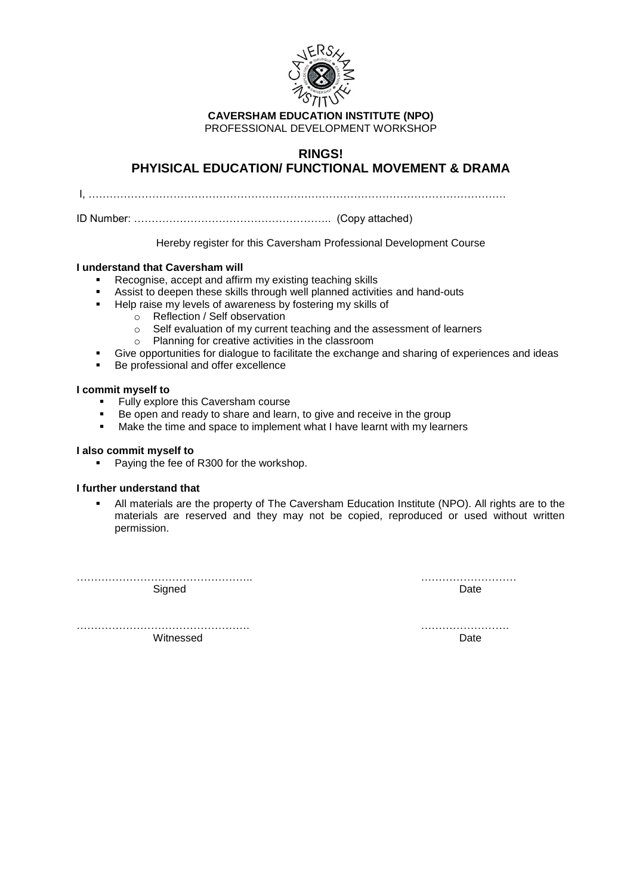**CAVERSHAM EDUCATION INSTITUTE (NPO)**
PROFESSIONAL DEVELOPMENT WORKSHOP

# RINGS!
# PHYISICAL EDUCATION/ FUNCTIONAL MOVEMENT & DRAMA

I, ……………………………………………………………………………………………………….

ID Number: ……………………………………………….. (Copy attached)

Hereby register for this Caversham Professional Development Course

**I understand that Caversham will**

- Recognise, accept and affirm my existing teaching skills
- Assist to deepen these skills through well planned activities and hand-outs
- Help raise my levels of awareness by fostering my skills of
  - Reflection / Self observation
  - Self evaluation of my current teaching and the assessment of learners
  - Planning for creative activities in the classroom
- Give opportunities for dialogue to facilitate the exchange and sharing of experiences and ideas
- Be professional and offer excellence

**I commit myself to**

- Fully explore this Caversham course
- Be open and ready to share and learn, to give and receive in the group
- Make the time and space to implement what I have learnt with my learners

**I also commit myself to**

- Paying the fee of R300 for the workshop.

**I further understand that**

- All materials are the property of The Caversham Education Institute (NPO). All rights are to the materials are reserved and they may not be copied, reproduced or used without written permission.

………………………………………….. ……………………….
Signed Date

…………………………………………. …………………….
Witnessed Date